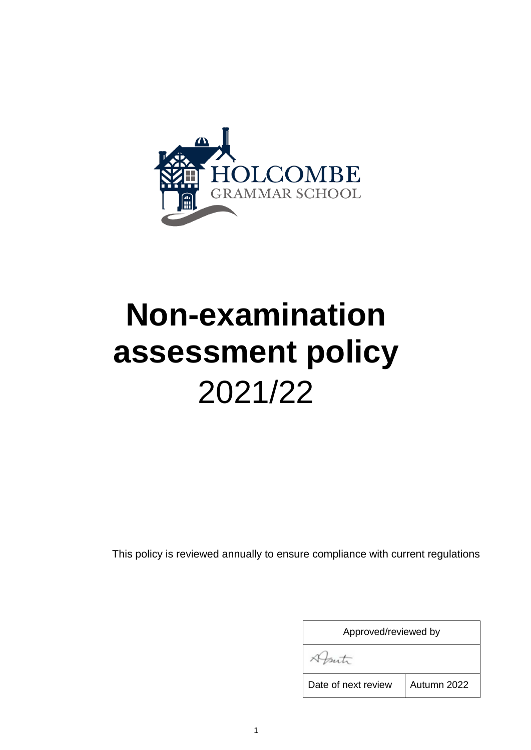HOLCOMBE
GRAMMAR SCHOOL

# Non-examination assessment policy

2021/22

This policy is reviewed annually to ensure compliance with current regulations

| Approved/reviewed by | |
|---|---|
| AHsuth | |
| Date of next review | Autumn 2022 |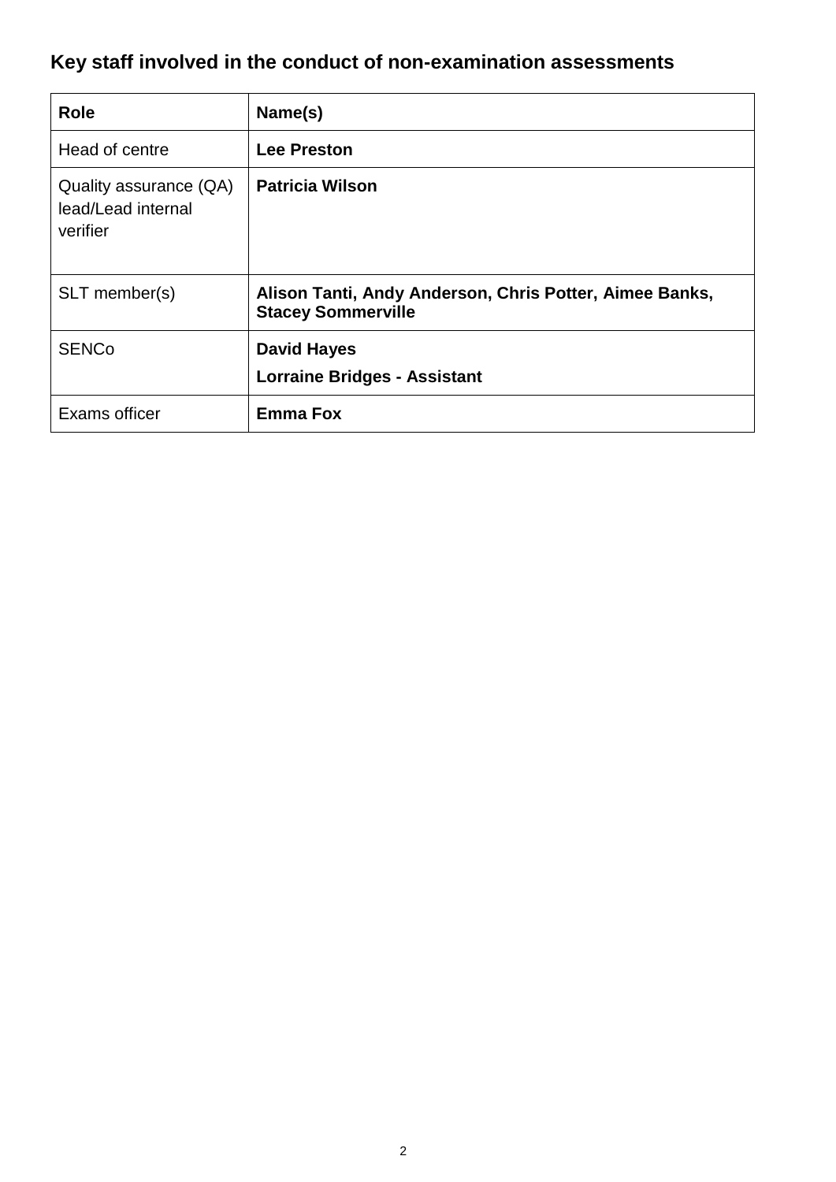## Key staff involved in the conduct of non-examination assessments

| Role | Name(s) |
|---|---|
| Head of centre | **Lee Preston** |
| Quality assurance (QA) lead/Lead internal verifier | **Patricia Wilson** |
| SLT member(s) | **Alison Tanti, Andy Anderson, Chris Potter, Aimee Banks, Stacey Sommerville** |
| SENCo | **David Hayes**<br>**Lorraine Bridges - Assistant** |
| Exams officer | **Emma Fox** |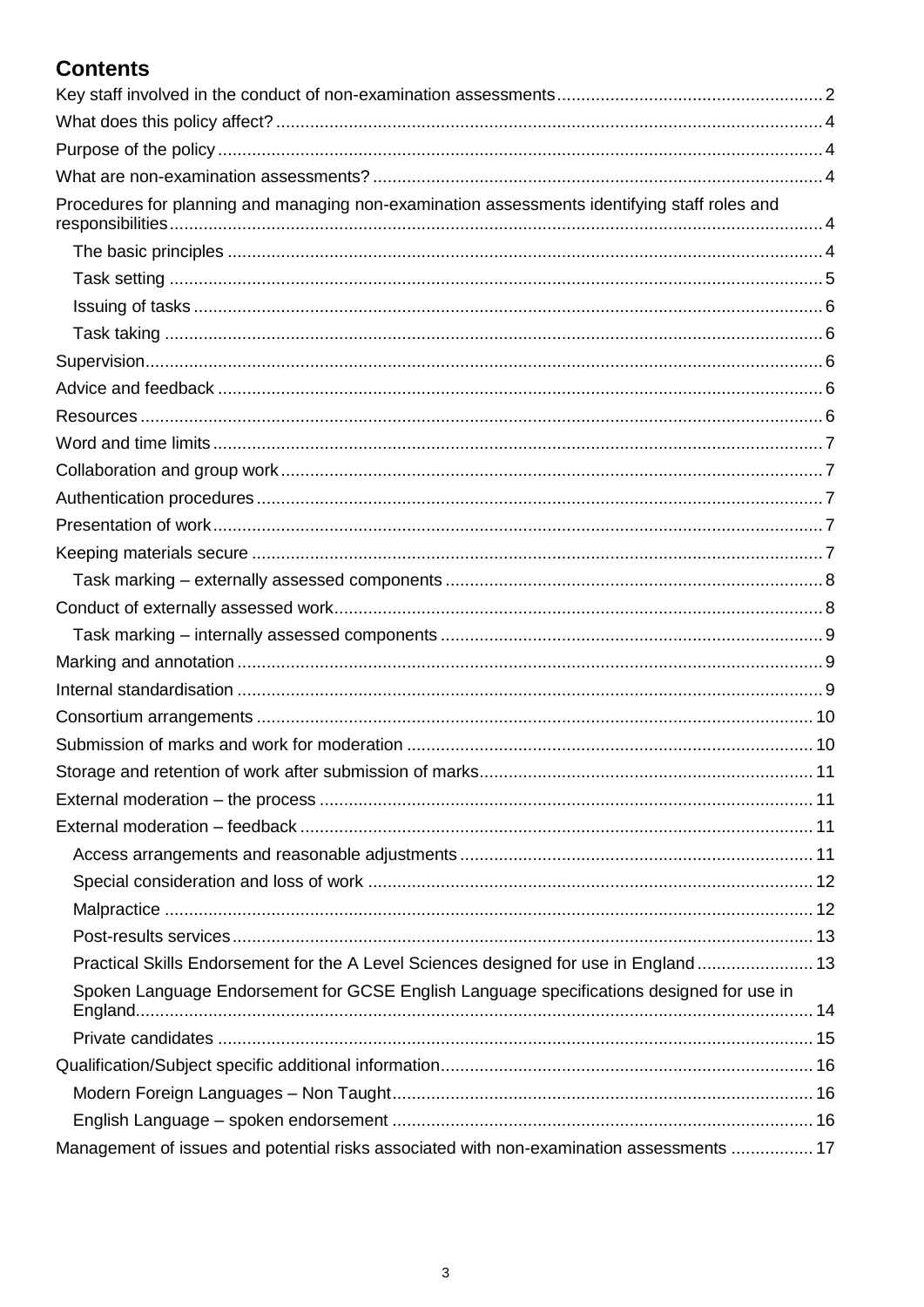# Contents

- Key staff involved in the conduct of non-examination assessments ........ 2
- What does this policy affect? ........ 4
- Purpose of the policy ........ 4
- What are non-examination assessments? ........ 4
- Procedures for planning and managing non-examination assessments identifying staff roles and responsibilities ........ 4
  - The basic principles ........ 4
  - Task setting ........ 5
  - Issuing of tasks ........ 6
  - Task taking ........ 6
- Supervision ........ 6
- Advice and feedback ........ 6
- Resources ........ 6
- Word and time limits ........ 7
- Collaboration and group work ........ 7
- Authentication procedures ........ 7
- Presentation of work ........ 7
- Keeping materials secure ........ 7
  - Task marking – externally assessed components ........ 8
- Conduct of externally assessed work ........ 8
  - Task marking – internally assessed components ........ 9
- Marking and annotation ........ 9
- Internal standardisation ........ 9
- Consortium arrangements ........ 10
- Submission of marks and work for moderation ........ 10
- Storage and retention of work after submission of marks ........ 11
- External moderation – the process ........ 11
- External moderation – feedback ........ 11
  - Access arrangements and reasonable adjustments ........ 11
  - Special consideration and loss of work ........ 12
  - Malpractice ........ 12
  - Post-results services ........ 13
  - Practical Skills Endorsement for the A Level Sciences designed for use in England ........ 13
  - Spoken Language Endorsement for GCSE English Language specifications designed for use in England ........ 14
  - Private candidates ........ 15
- Qualification/Subject specific additional information ........ 16
  - Modern Foreign Languages – Non Taught ........ 16
  - English Language – spoken endorsement ........ 16
- Management of issues and potential risks associated with non-examination assessments ........ 17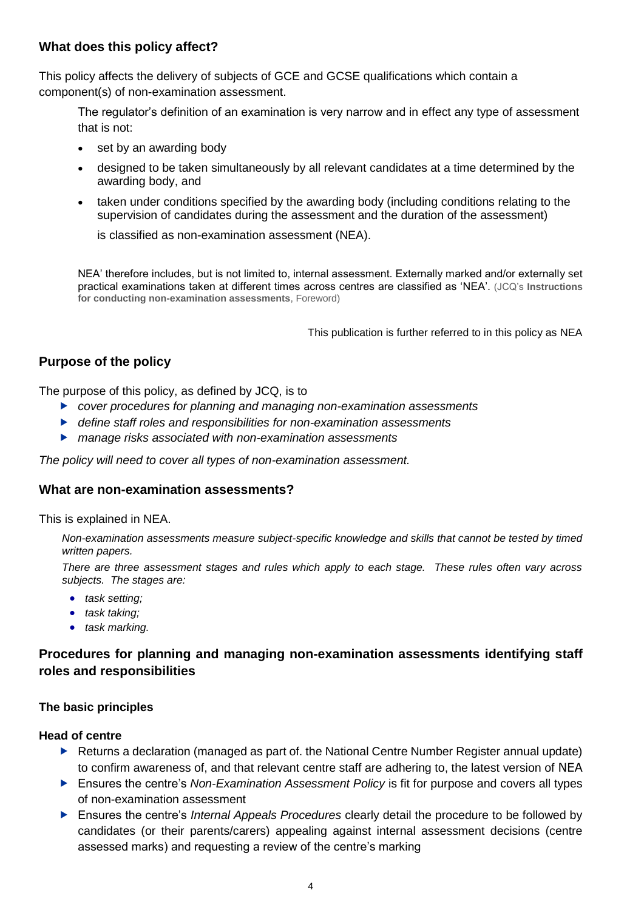## What does this policy affect?

This policy affects the delivery of subjects of GCE and GCSE qualifications which contain a component(s) of non-examination assessment.

> The regulator's definition of an examination is very narrow and in effect any type of assessment that is not:
>
> - set by an awarding body
> - designed to be taken simultaneously by all relevant candidates at a time determined by the awarding body, and
> - taken under conditions specified by the awarding body (including conditions relating to the supervision of candidates during the assessment and the duration of the assessment)
>
> is classified as non-examination assessment (NEA).
>
> NEA' therefore includes, but is not limited to, internal assessment. Externally marked and/or externally set practical examinations taken at different times across centres are classified as 'NEA'. (JCQ's **Instructions for conducting non-examination assessments**, Foreword)

This publication is further referred to in this policy as NEA

## Purpose of the policy

The purpose of this policy, as defined by JCQ, is to

- *cover procedures for planning and managing non-examination assessments*
- *define staff roles and responsibilities for non-examination assessments*
- *manage risks associated with non-examination assessments*

*The policy will need to cover all types of non-examination assessment.*

## What are non-examination assessments?

This is explained in NEA.

> *Non-examination assessments measure subject-specific knowledge and skills that cannot be tested by timed written papers.*
>
> *There are three assessment stages and rules which apply to each stage. These rules often vary across subjects. The stages are:*
>
> - *task setting;*
> - *task taking;*
> - *task marking.*

## Procedures for planning and managing non-examination assessments identifying staff roles and responsibilities

### The basic principles

#### Head of centre

- Returns a declaration (managed as part of. the National Centre Number Register annual update) to confirm awareness of, and that relevant centre staff are adhering to, the latest version of NEA
- Ensures the centre's *Non-Examination Assessment Policy* is fit for purpose and covers all types of non-examination assessment
- Ensures the centre's *Internal Appeals Procedures* clearly detail the procedure to be followed by candidates (or their parents/carers) appealing against internal assessment decisions (centre assessed marks) and requesting a review of the centre's marking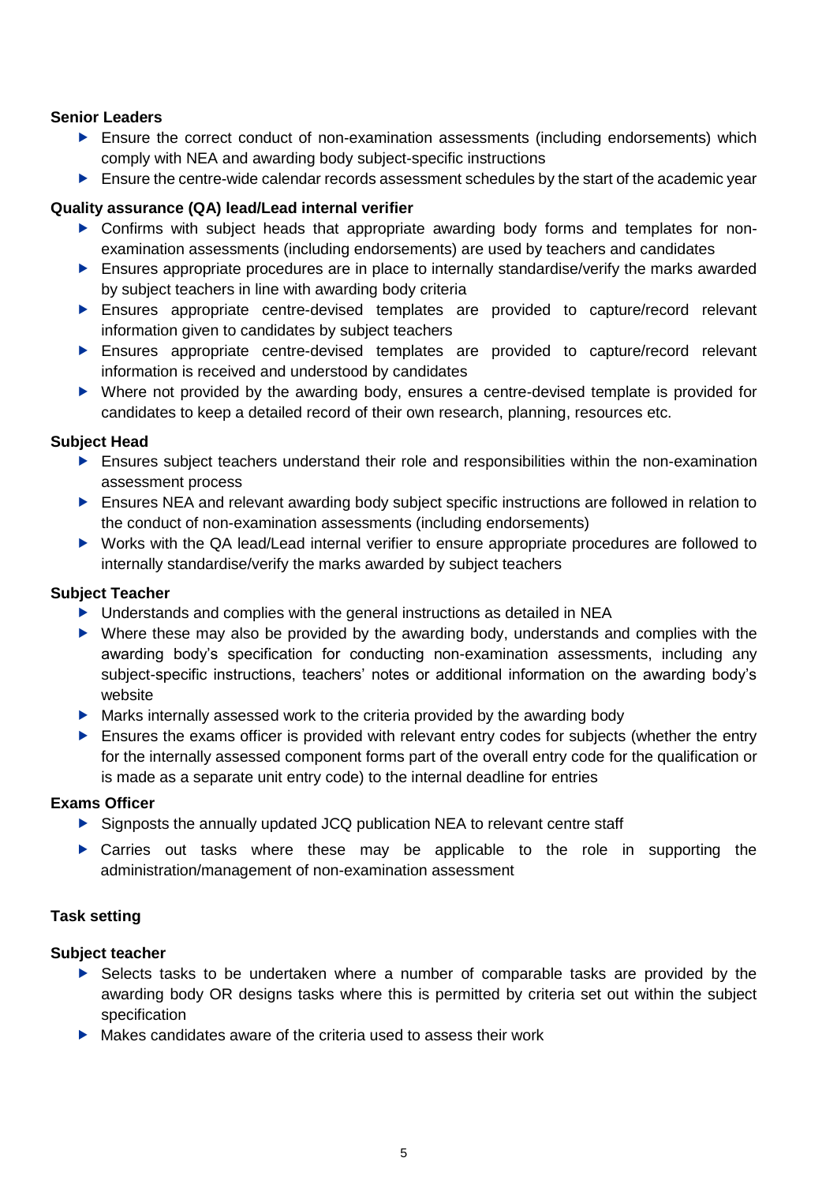**Senior Leaders**

- Ensure the correct conduct of non-examination assessments (including endorsements) which comply with NEA and awarding body subject-specific instructions
- Ensure the centre-wide calendar records assessment schedules by the start of the academic year

**Quality assurance (QA) lead/Lead internal verifier**

- Confirms with subject heads that appropriate awarding body forms and templates for non-examination assessments (including endorsements) are used by teachers and candidates
- Ensures appropriate procedures are in place to internally standardise/verify the marks awarded by subject teachers in line with awarding body criteria
- Ensures appropriate centre-devised templates are provided to capture/record relevant information given to candidates by subject teachers
- Ensures appropriate centre-devised templates are provided to capture/record relevant information is received and understood by candidates
- Where not provided by the awarding body, ensures a centre-devised template is provided for candidates to keep a detailed record of their own research, planning, resources etc.

**Subject Head**

- Ensures subject teachers understand their role and responsibilities within the non-examination assessment process
- Ensures NEA and relevant awarding body subject specific instructions are followed in relation to the conduct of non-examination assessments (including endorsements)
- Works with the QA lead/Lead internal verifier to ensure appropriate procedures are followed to internally standardise/verify the marks awarded by subject teachers

**Subject Teacher**

- Understands and complies with the general instructions as detailed in NEA
- Where these may also be provided by the awarding body, understands and complies with the awarding body's specification for conducting non-examination assessments, including any subject-specific instructions, teachers' notes or additional information on the awarding body's website
- Marks internally assessed work to the criteria provided by the awarding body
- Ensures the exams officer is provided with relevant entry codes for subjects (whether the entry for the internally assessed component forms part of the overall entry code for the qualification or is made as a separate unit entry code) to the internal deadline for entries

**Exams Officer**

- Signposts the annually updated JCQ publication NEA to relevant centre staff
- Carries out tasks where these may be applicable to the role in supporting the administration/management of non-examination assessment

**Task setting**

**Subject teacher**

- Selects tasks to be undertaken where a number of comparable tasks are provided by the awarding body OR designs tasks where this is permitted by criteria set out within the subject specification
- Makes candidates aware of the criteria used to assess their work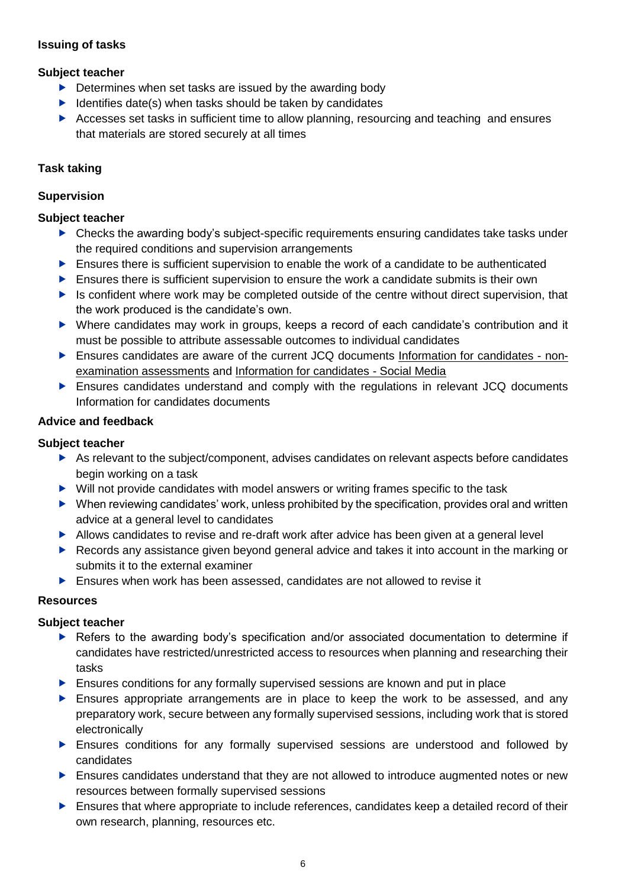**Issuing of tasks**

**Subject teacher**

- Determines when set tasks are issued by the awarding body
- Identifies date(s) when tasks should be taken by candidates
- Accesses set tasks in sufficient time to allow planning, resourcing and teaching and ensures that materials are stored securely at all times

**Task taking**

**Supervision**

**Subject teacher**

- Checks the awarding body's subject-specific requirements ensuring candidates take tasks under the required conditions and supervision arrangements
- Ensures there is sufficient supervision to enable the work of a candidate to be authenticated
- Ensures there is sufficient supervision to ensure the work a candidate submits is their own
- Is confident where work may be completed outside of the centre without direct supervision, that the work produced is the candidate's own.
- Where candidates may work in groups, keeps a record of each candidate's contribution and it must be possible to attribute assessable outcomes to individual candidates
- Ensures candidates are aware of the current JCQ documents Information for candidates - non-examination assessments and Information for candidates - Social Media
- Ensures candidates understand and comply with the regulations in relevant JCQ documents Information for candidates documents

**Advice and feedback**

**Subject teacher**

- As relevant to the subject/component, advises candidates on relevant aspects before candidates begin working on a task
- Will not provide candidates with model answers or writing frames specific to the task
- When reviewing candidates' work, unless prohibited by the specification, provides oral and written advice at a general level to candidates
- Allows candidates to revise and re-draft work after advice has been given at a general level
- Records any assistance given beyond general advice and takes it into account in the marking or submits it to the external examiner
- Ensures when work has been assessed, candidates are not allowed to revise it

**Resources**

**Subject teacher**

- Refers to the awarding body's specification and/or associated documentation to determine if candidates have restricted/unrestricted access to resources when planning and researching their tasks
- Ensures conditions for any formally supervised sessions are known and put in place
- Ensures appropriate arrangements are in place to keep the work to be assessed, and any preparatory work, secure between any formally supervised sessions, including work that is stored electronically
- Ensures conditions for any formally supervised sessions are understood and followed by candidates
- Ensures candidates understand that they are not allowed to introduce augmented notes or new resources between formally supervised sessions
- Ensures that where appropriate to include references, candidates keep a detailed record of their own research, planning, resources etc.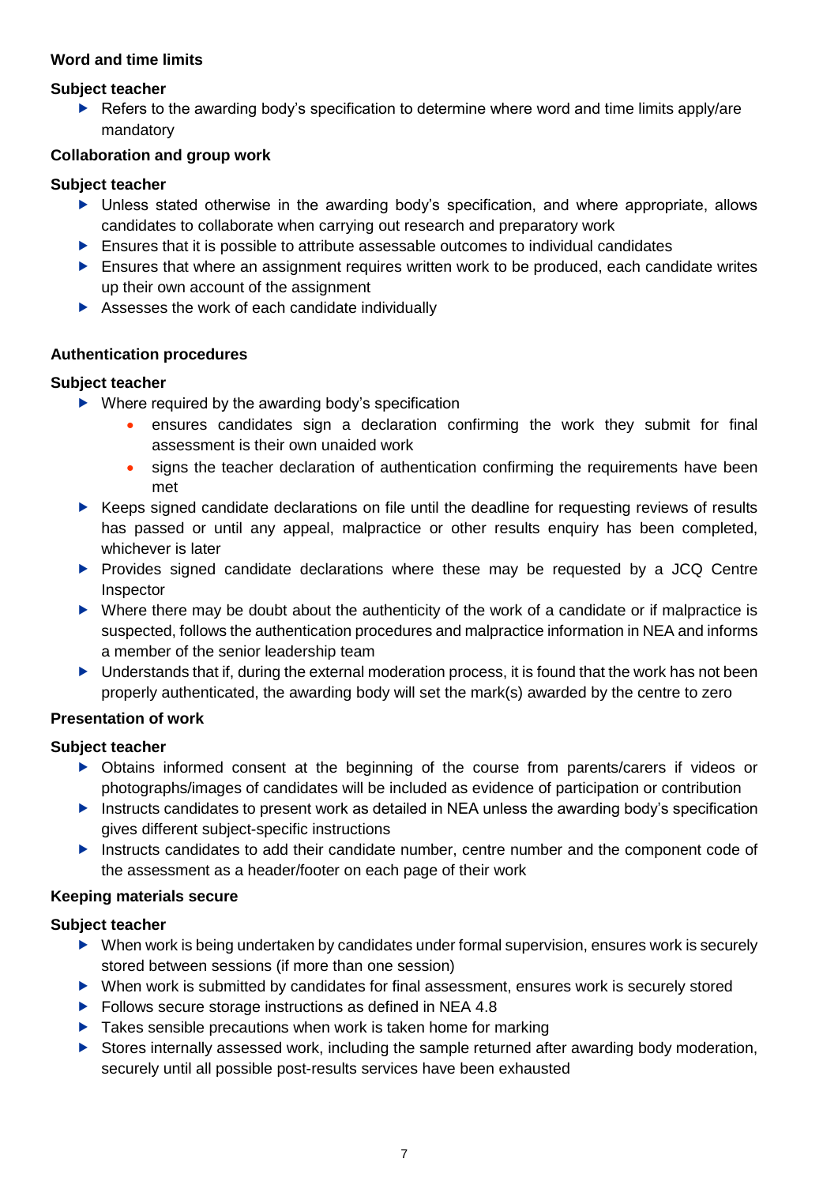**Word and time limits**

**Subject teacher**

- Refers to the awarding body's specification to determine where word and time limits apply/are mandatory

**Collaboration and group work**

**Subject teacher**

- Unless stated otherwise in the awarding body's specification, and where appropriate, allows candidates to collaborate when carrying out research and preparatory work
- Ensures that it is possible to attribute assessable outcomes to individual candidates
- Ensures that where an assignment requires written work to be produced, each candidate writes up their own account of the assignment
- Assesses the work of each candidate individually

**Authentication procedures**

**Subject teacher**

- Where required by the awarding body's specification
  - ensures candidates sign a declaration confirming the work they submit for final assessment is their own unaided work
  - signs the teacher declaration of authentication confirming the requirements have been met
- Keeps signed candidate declarations on file until the deadline for requesting reviews of results has passed or until any appeal, malpractice or other results enquiry has been completed, whichever is later
- Provides signed candidate declarations where these may be requested by a JCQ Centre Inspector
- Where there may be doubt about the authenticity of the work of a candidate or if malpractice is suspected, follows the authentication procedures and malpractice information in NEA and informs a member of the senior leadership team
- Understands that if, during the external moderation process, it is found that the work has not been properly authenticated, the awarding body will set the mark(s) awarded by the centre to zero

**Presentation of work**

**Subject teacher**

- Obtains informed consent at the beginning of the course from parents/carers if videos or photographs/images of candidates will be included as evidence of participation or contribution
- Instructs candidates to present work as detailed in NEA unless the awarding body's specification gives different subject-specific instructions
- Instructs candidates to add their candidate number, centre number and the component code of the assessment as a header/footer on each page of their work

**Keeping materials secure**

**Subject teacher**

- When work is being undertaken by candidates under formal supervision, ensures work is securely stored between sessions (if more than one session)
- When work is submitted by candidates for final assessment, ensures work is securely stored
- Follows secure storage instructions as defined in NEA 4.8
- Takes sensible precautions when work is taken home for marking
- Stores internally assessed work, including the sample returned after awarding body moderation, securely until all possible post-results services have been exhausted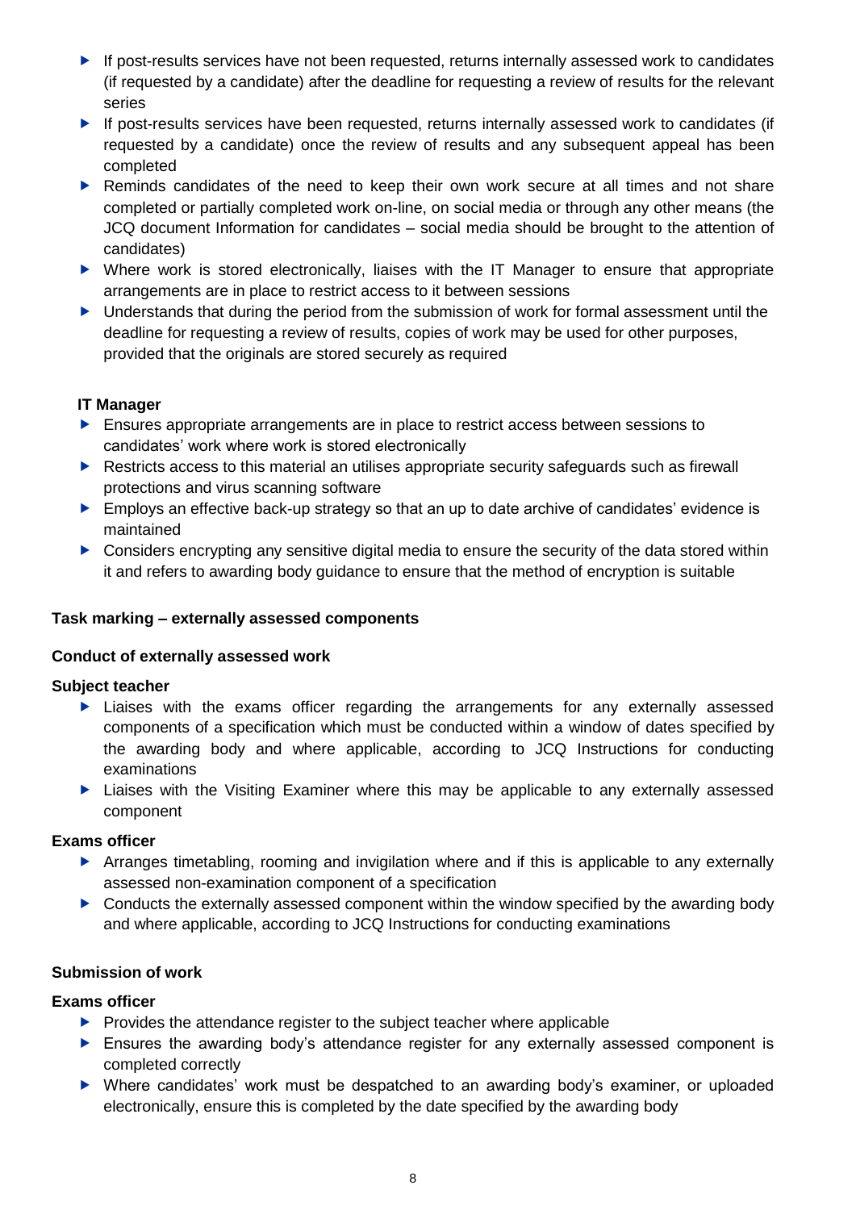- If post-results services have not been requested, returns internally assessed work to candidates (if requested by a candidate) after the deadline for requesting a review of results for the relevant series
- If post-results services have been requested, returns internally assessed work to candidates (if requested by a candidate) once the review of results and any subsequent appeal has been completed
- Reminds candidates of the need to keep their own work secure at all times and not share completed or partially completed work on-line, on social media or through any other means (the JCQ document Information for candidates – social media should be brought to the attention of candidates)
- Where work is stored electronically, liaises with the IT Manager to ensure that appropriate arrangements are in place to restrict access to it between sessions
- Understands that during the period from the submission of work for formal assessment until the deadline for requesting a review of results, copies of work may be used for other purposes, provided that the originals are stored securely as required

**IT Manager**

- Ensures appropriate arrangements are in place to restrict access between sessions to candidates' work where work is stored electronically
- Restricts access to this material an utilises appropriate security safeguards such as firewall protections and virus scanning software
- Employs an effective back-up strategy so that an up to date archive of candidates' evidence is maintained
- Considers encrypting any sensitive digital media to ensure the security of the data stored within it and refers to awarding body guidance to ensure that the method of encryption is suitable

**Task marking – externally assessed components**

**Conduct of externally assessed work**

**Subject teacher**

- Liaises with the exams officer regarding the arrangements for any externally assessed components of a specification which must be conducted within a window of dates specified by the awarding body and where applicable, according to JCQ Instructions for conducting examinations
- Liaises with the Visiting Examiner where this may be applicable to any externally assessed component

**Exams officer**

- Arranges timetabling, rooming and invigilation where and if this is applicable to any externally assessed non-examination component of a specification
- Conducts the externally assessed component within the window specified by the awarding body and where applicable, according to JCQ Instructions for conducting examinations

**Submission of work**

**Exams officer**

- Provides the attendance register to the subject teacher where applicable
- Ensures the awarding body's attendance register for any externally assessed component is completed correctly
- Where candidates' work must be despatched to an awarding body's examiner, or uploaded electronically, ensure this is completed by the date specified by the awarding body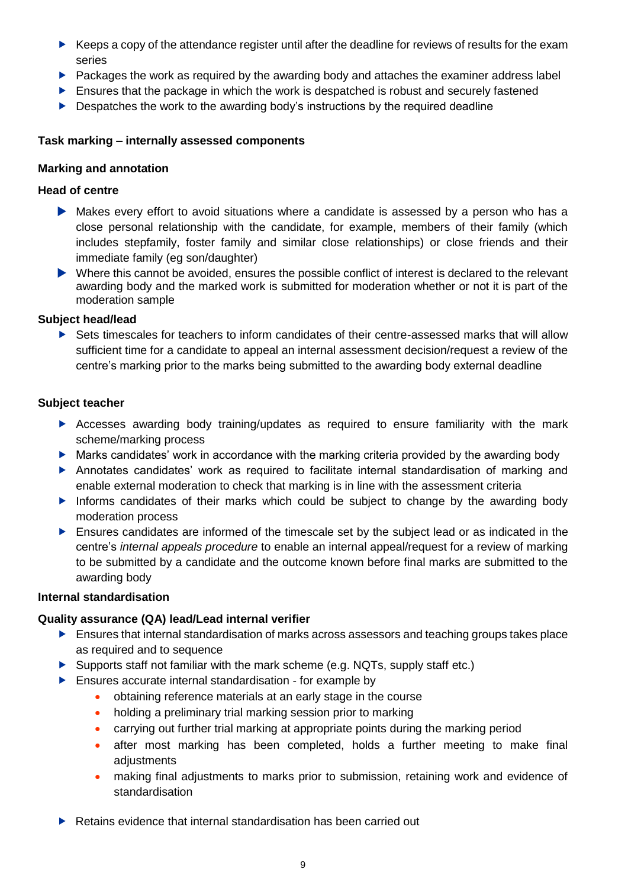- Keeps a copy of the attendance register until after the deadline for reviews of results for the exam series
- Packages the work as required by the awarding body and attaches the examiner address label
- Ensures that the package in which the work is despatched is robust and securely fastened
- Despatches the work to the awarding body's instructions by the required deadline

**Task marking – internally assessed components**

**Marking and annotation**

**Head of centre**

- Makes every effort to avoid situations where a candidate is assessed by a person who has a close personal relationship with the candidate, for example, members of their family (which includes stepfamily, foster family and similar close relationships) or close friends and their immediate family (eg son/daughter)
- Where this cannot be avoided, ensures the possible conflict of interest is declared to the relevant awarding body and the marked work is submitted for moderation whether or not it is part of the moderation sample

**Subject head/lead**

- Sets timescales for teachers to inform candidates of their centre-assessed marks that will allow sufficient time for a candidate to appeal an internal assessment decision/request a review of the centre's marking prior to the marks being submitted to the awarding body external deadline

**Subject teacher**

- Accesses awarding body training/updates as required to ensure familiarity with the mark scheme/marking process
- Marks candidates' work in accordance with the marking criteria provided by the awarding body
- Annotates candidates' work as required to facilitate internal standardisation of marking and enable external moderation to check that marking is in line with the assessment criteria
- Informs candidates of their marks which could be subject to change by the awarding body moderation process
- Ensures candidates are informed of the timescale set by the subject lead or as indicated in the centre's *internal appeals procedure* to enable an internal appeal/request for a review of marking to be submitted by a candidate and the outcome known before final marks are submitted to the awarding body

**Internal standardisation**

**Quality assurance (QA) lead/Lead internal verifier**

- Ensures that internal standardisation of marks across assessors and teaching groups takes place as required and to sequence
- Supports staff not familiar with the mark scheme (e.g. NQTs, supply staff etc.)
- Ensures accurate internal standardisation - for example by
  - obtaining reference materials at an early stage in the course
  - holding a preliminary trial marking session prior to marking
  - carrying out further trial marking at appropriate points during the marking period
  - after most marking has been completed, holds a further meeting to make final adjustments
  - making final adjustments to marks prior to submission, retaining work and evidence of standardisation
- Retains evidence that internal standardisation has been carried out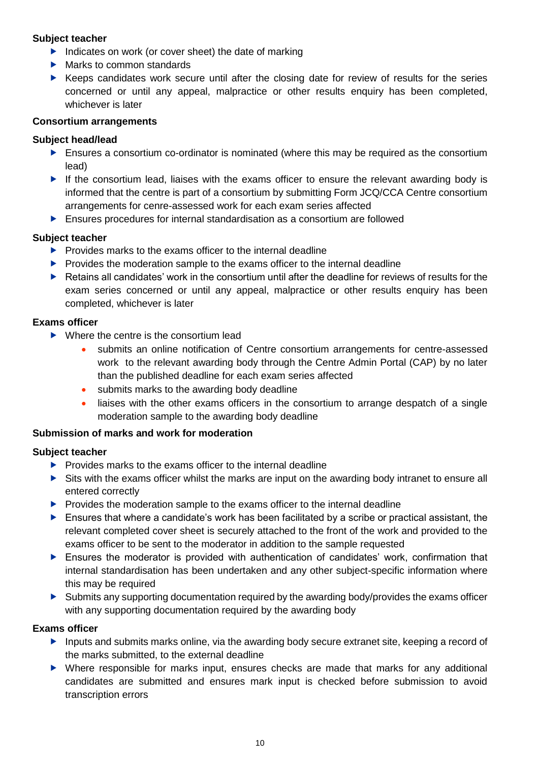**Subject teacher**

- Indicates on work (or cover sheet) the date of marking
- Marks to common standards
- Keeps candidates work secure until after the closing date for review of results for the series concerned or until any appeal, malpractice or other results enquiry has been completed, whichever is later

**Consortium arrangements**

**Subject head/lead**

- Ensures a consortium co-ordinator is nominated (where this may be required as the consortium lead)
- If the consortium lead, liaises with the exams officer to ensure the relevant awarding body is informed that the centre is part of a consortium by submitting Form JCQ/CCA Centre consortium arrangements for cenre-assessed work for each exam series affected
- Ensures procedures for internal standardisation as a consortium are followed

**Subject teacher**

- Provides marks to the exams officer to the internal deadline
- Provides the moderation sample to the exams officer to the internal deadline
- Retains all candidates' work in the consortium until after the deadline for reviews of results for the exam series concerned or until any appeal, malpractice or other results enquiry has been completed, whichever is later

**Exams officer**

- Where the centre is the consortium lead
  - submits an online notification of Centre consortium arrangements for centre-assessed work to the relevant awarding body through the Centre Admin Portal (CAP) by no later than the published deadline for each exam series affected
  - submits marks to the awarding body deadline
  - liaises with the other exams officers in the consortium to arrange despatch of a single moderation sample to the awarding body deadline

**Submission of marks and work for moderation**

**Subject teacher**

- Provides marks to the exams officer to the internal deadline
- Sits with the exams officer whilst the marks are input on the awarding body intranet to ensure all entered correctly
- Provides the moderation sample to the exams officer to the internal deadline
- Ensures that where a candidate's work has been facilitated by a scribe or practical assistant, the relevant completed cover sheet is securely attached to the front of the work and provided to the exams officer to be sent to the moderator in addition to the sample requested
- Ensures the moderator is provided with authentication of candidates' work, confirmation that internal standardisation has been undertaken and any other subject-specific information where this may be required
- Submits any supporting documentation required by the awarding body/provides the exams officer with any supporting documentation required by the awarding body

**Exams officer**

- Inputs and submits marks online, via the awarding body secure extranet site, keeping a record of the marks submitted, to the external deadline
- Where responsible for marks input, ensures checks are made that marks for any additional candidates are submitted and ensures mark input is checked before submission to avoid transcription errors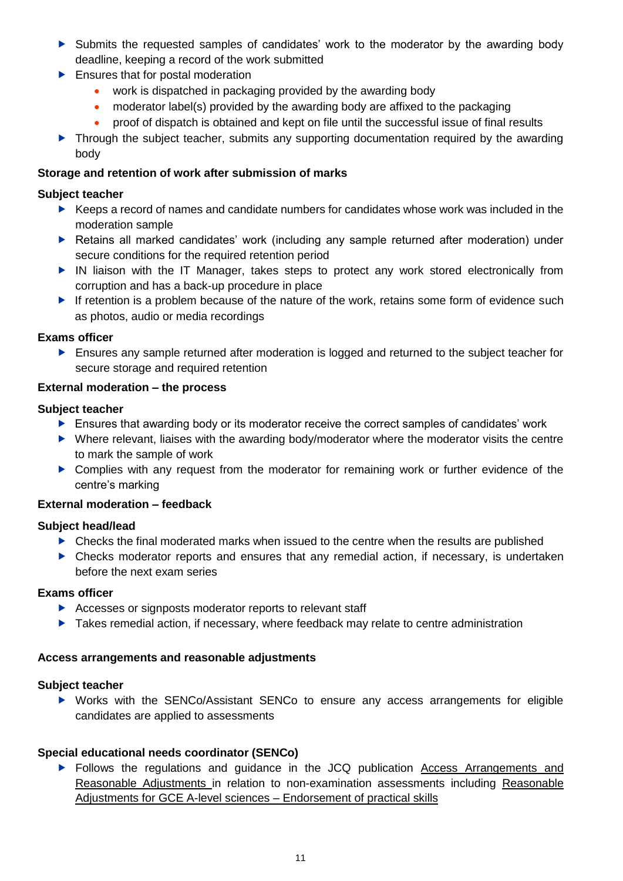- Submits the requested samples of candidates' work to the moderator by the awarding body deadline, keeping a record of the work submitted
- Ensures that for postal moderation
  - work is dispatched in packaging provided by the awarding body
  - moderator label(s) provided by the awarding body are affixed to the packaging
  - proof of dispatch is obtained and kept on file until the successful issue of final results
- Through the subject teacher, submits any supporting documentation required by the awarding body

**Storage and retention of work after submission of marks**

**Subject teacher**

- Keeps a record of names and candidate numbers for candidates whose work was included in the moderation sample
- Retains all marked candidates' work (including any sample returned after moderation) under secure conditions for the required retention period
- IN liaison with the IT Manager, takes steps to protect any work stored electronically from corruption and has a back-up procedure in place
- If retention is a problem because of the nature of the work, retains some form of evidence such as photos, audio or media recordings

**Exams officer**

- Ensures any sample returned after moderation is logged and returned to the subject teacher for secure storage and required retention

**External moderation – the process**

**Subject teacher**

- Ensures that awarding body or its moderator receive the correct samples of candidates' work
- Where relevant, liaises with the awarding body/moderator where the moderator visits the centre to mark the sample of work
- Complies with any request from the moderator for remaining work or further evidence of the centre's marking

**External moderation – feedback**

**Subject head/lead**

- Checks the final moderated marks when issued to the centre when the results are published
- Checks moderator reports and ensures that any remedial action, if necessary, is undertaken before the next exam series

**Exams officer**

- Accesses or signposts moderator reports to relevant staff
- Takes remedial action, if necessary, where feedback may relate to centre administration

**Access arrangements and reasonable adjustments**

**Subject teacher**

- Works with the SENCo/Assistant SENCo to ensure any access arrangements for eligible candidates are applied to assessments

**Special educational needs coordinator (SENCo)**

- Follows the regulations and guidance in the JCQ publication Access Arrangements and Reasonable Adjustments in relation to non-examination assessments including Reasonable Adjustments for GCE A-level sciences – Endorsement of practical skills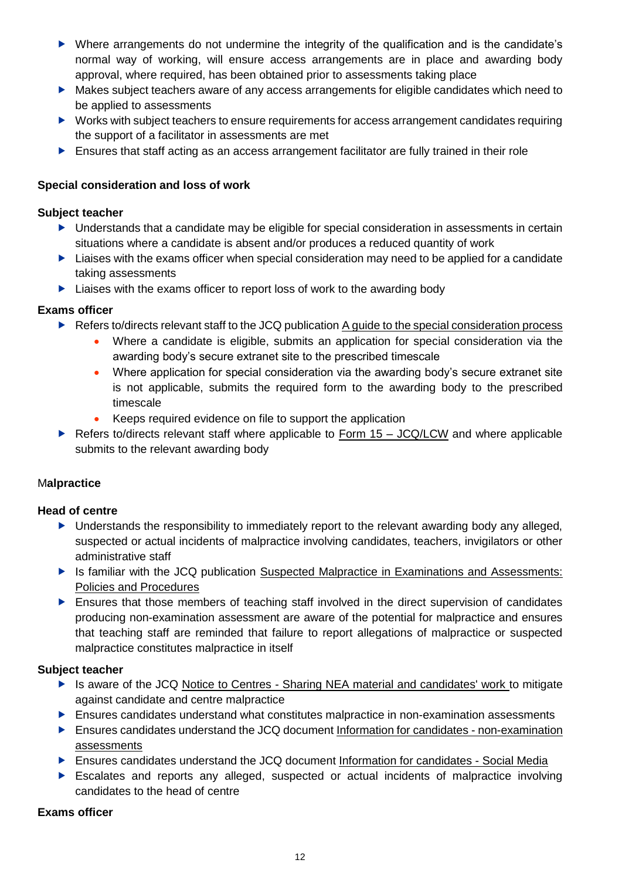- Where arrangements do not undermine the integrity of the qualification and is the candidate's normal way of working, will ensure access arrangements are in place and awarding body approval, where required, has been obtained prior to assessments taking place
- Makes subject teachers aware of any access arrangements for eligible candidates which need to be applied to assessments
- Works with subject teachers to ensure requirements for access arrangement candidates requiring the support of a facilitator in assessments are met
- Ensures that staff acting as an access arrangement facilitator are fully trained in their role

**Special consideration and loss of work**

**Subject teacher**

- Understands that a candidate may be eligible for special consideration in assessments in certain situations where a candidate is absent and/or produces a reduced quantity of work
- Liaises with the exams officer when special consideration may need to be applied for a candidate taking assessments
- Liaises with the exams officer to report loss of work to the awarding body

**Exams officer**

- Refers to/directs relevant staff to the JCQ publication A guide to the special consideration process
    - Where a candidate is eligible, submits an application for special consideration via the awarding body's secure extranet site to the prescribed timescale
    - Where application for special consideration via the awarding body's secure extranet site is not applicable, submits the required form to the awarding body to the prescribed timescale
    - Keeps required evidence on file to support the application
- Refers to/directs relevant staff where applicable to Form 15 – JCQ/LCW and where applicable submits to the relevant awarding body

**Malpractice**

**Head of centre**

- Understands the responsibility to immediately report to the relevant awarding body any alleged, suspected or actual incidents of malpractice involving candidates, teachers, invigilators or other administrative staff
- Is familiar with the JCQ publication Suspected Malpractice in Examinations and Assessments: Policies and Procedures
- Ensures that those members of teaching staff involved in the direct supervision of candidates producing non-examination assessment are aware of the potential for malpractice and ensures that teaching staff are reminded that failure to report allegations of malpractice or suspected malpractice constitutes malpractice in itself

**Subject teacher**

- Is aware of the JCQ Notice to Centres - Sharing NEA material and candidates' work to mitigate against candidate and centre malpractice
- Ensures candidates understand what constitutes malpractice in non-examination assessments
- Ensures candidates understand the JCQ document Information for candidates - non-examination assessments
- Ensures candidates understand the JCQ document Information for candidates - Social Media
- Escalates and reports any alleged, suspected or actual incidents of malpractice involving candidates to the head of centre

**Exams officer**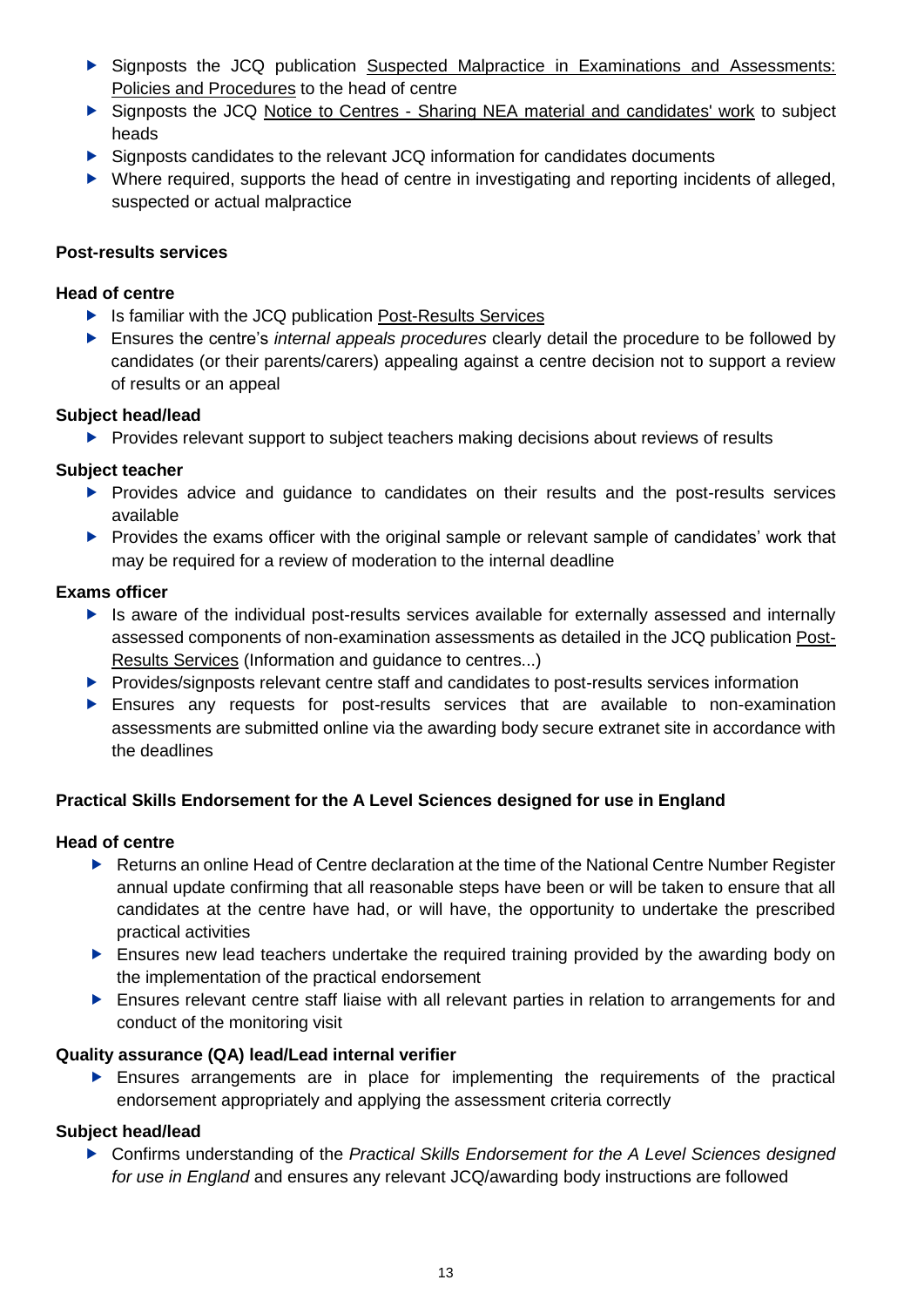- Signposts the JCQ publication Suspected Malpractice in Examinations and Assessments: Policies and Procedures to the head of centre
- Signposts the JCQ Notice to Centres - Sharing NEA material and candidates' work to subject heads
- Signposts candidates to the relevant JCQ information for candidates documents
- Where required, supports the head of centre in investigating and reporting incidents of alleged, suspected or actual malpractice

**Post-results services**

**Head of centre**

- Is familiar with the JCQ publication Post-Results Services
- Ensures the centre's *internal appeals procedures* clearly detail the procedure to be followed by candidates (or their parents/carers) appealing against a centre decision not to support a review of results or an appeal

**Subject head/lead**

- Provides relevant support to subject teachers making decisions about reviews of results

**Subject teacher**

- Provides advice and guidance to candidates on their results and the post-results services available
- Provides the exams officer with the original sample or relevant sample of candidates' work that may be required for a review of moderation to the internal deadline

**Exams officer**

- Is aware of the individual post-results services available for externally assessed and internally assessed components of non-examination assessments as detailed in the JCQ publication Post-Results Services (Information and guidance to centres...)
- Provides/signposts relevant centre staff and candidates to post-results services information
- Ensures any requests for post-results services that are available to non-examination assessments are submitted online via the awarding body secure extranet site in accordance with the deadlines

**Practical Skills Endorsement for the A Level Sciences designed for use in England**

**Head of centre**

- Returns an online Head of Centre declaration at the time of the National Centre Number Register annual update confirming that all reasonable steps have been or will be taken to ensure that all candidates at the centre have had, or will have, the opportunity to undertake the prescribed practical activities
- Ensures new lead teachers undertake the required training provided by the awarding body on the implementation of the practical endorsement
- Ensures relevant centre staff liaise with all relevant parties in relation to arrangements for and conduct of the monitoring visit

**Quality assurance (QA) lead/Lead internal verifier**

- Ensures arrangements are in place for implementing the requirements of the practical endorsement appropriately and applying the assessment criteria correctly

**Subject head/lead**

- Confirms understanding of the *Practical Skills Endorsement for the A Level Sciences designed for use in England* and ensures any relevant JCQ/awarding body instructions are followed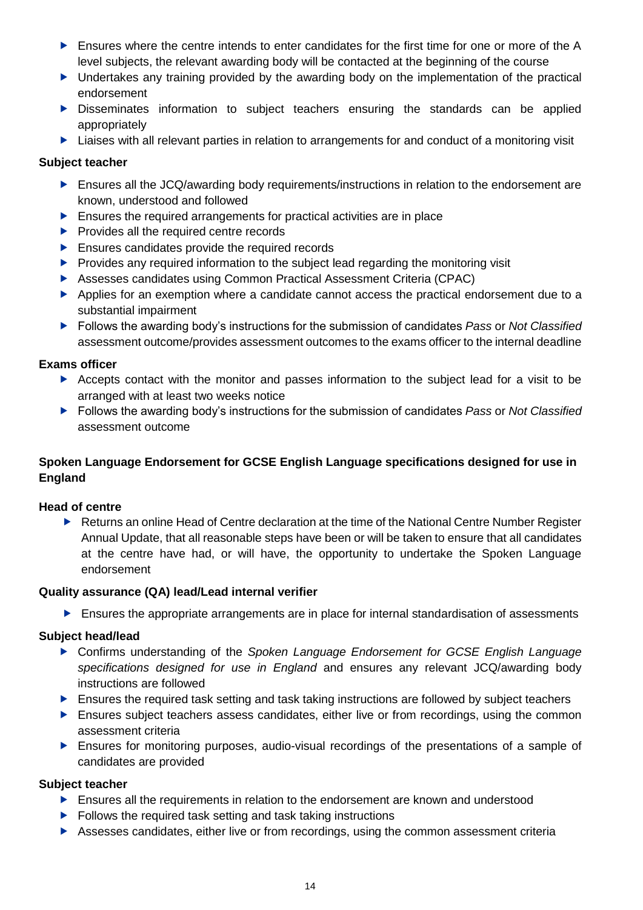- Ensures where the centre intends to enter candidates for the first time for one or more of the A level subjects, the relevant awarding body will be contacted at the beginning of the course
- Undertakes any training provided by the awarding body on the implementation of the practical endorsement
- Disseminates information to subject teachers ensuring the standards can be applied appropriately
- Liaises with all relevant parties in relation to arrangements for and conduct of a monitoring visit

**Subject teacher**

- Ensures all the JCQ/awarding body requirements/instructions in relation to the endorsement are known, understood and followed
- Ensures the required arrangements for practical activities are in place
- Provides all the required centre records
- Ensures candidates provide the required records
- Provides any required information to the subject lead regarding the monitoring visit
- Assesses candidates using Common Practical Assessment Criteria (CPAC)
- Applies for an exemption where a candidate cannot access the practical endorsement due to a substantial impairment
- Follows the awarding body's instructions for the submission of candidates *Pass* or *Not Classified* assessment outcome/provides assessment outcomes to the exams officer to the internal deadline

**Exams officer**

- Accepts contact with the monitor and passes information to the subject lead for a visit to be arranged with at least two weeks notice
- Follows the awarding body's instructions for the submission of candidates *Pass* or *Not Classified* assessment outcome

**Spoken Language Endorsement for GCSE English Language specifications designed for use in England**

**Head of centre**

- Returns an online Head of Centre declaration at the time of the National Centre Number Register Annual Update, that all reasonable steps have been or will be taken to ensure that all candidates at the centre have had, or will have, the opportunity to undertake the Spoken Language endorsement

**Quality assurance (QA) lead/Lead internal verifier**

- Ensures the appropriate arrangements are in place for internal standardisation of assessments

**Subject head/lead**

- Confirms understanding of the *Spoken Language Endorsement for GCSE English Language specifications designed for use in England* and ensures any relevant JCQ/awarding body instructions are followed
- Ensures the required task setting and task taking instructions are followed by subject teachers
- Ensures subject teachers assess candidates, either live or from recordings, using the common assessment criteria
- Ensures for monitoring purposes, audio-visual recordings of the presentations of a sample of candidates are provided

**Subject teacher**

- Ensures all the requirements in relation to the endorsement are known and understood
- Follows the required task setting and task taking instructions
- Assesses candidates, either live or from recordings, using the common assessment criteria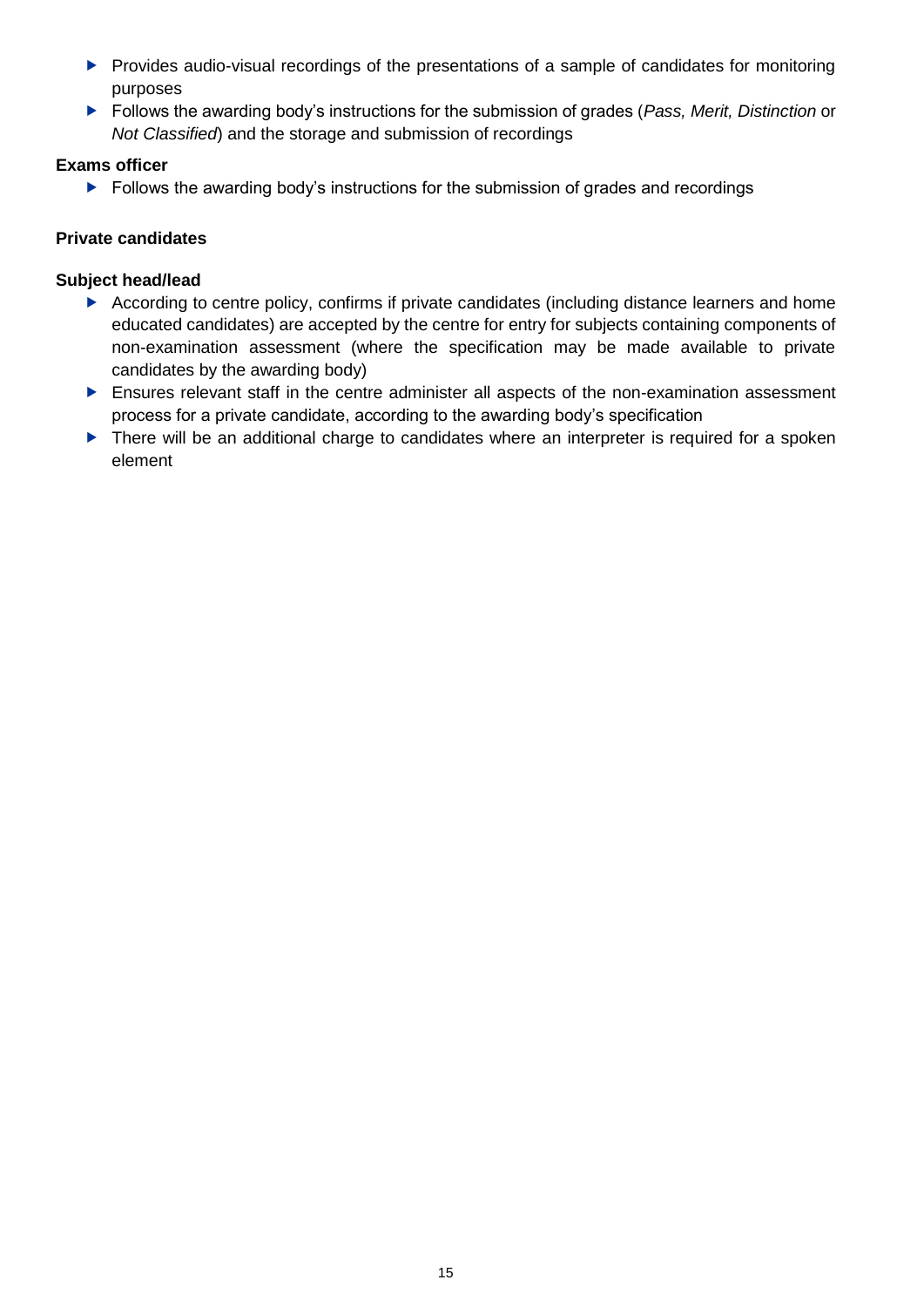- Provides audio-visual recordings of the presentations of a sample of candidates for monitoring purposes
- Follows the awarding body's instructions for the submission of grades (*Pass, Merit, Distinction* or *Not Classified*) and the storage and submission of recordings

**Exams officer**

- Follows the awarding body's instructions for the submission of grades and recordings

**Private candidates**

**Subject head/lead**

- According to centre policy, confirms if private candidates (including distance learners and home educated candidates) are accepted by the centre for entry for subjects containing components of non-examination assessment (where the specification may be made available to private candidates by the awarding body)
- Ensures relevant staff in the centre administer all aspects of the non-examination assessment process for a private candidate, according to the awarding body's specification
- There will be an additional charge to candidates where an interpreter is required for a spoken element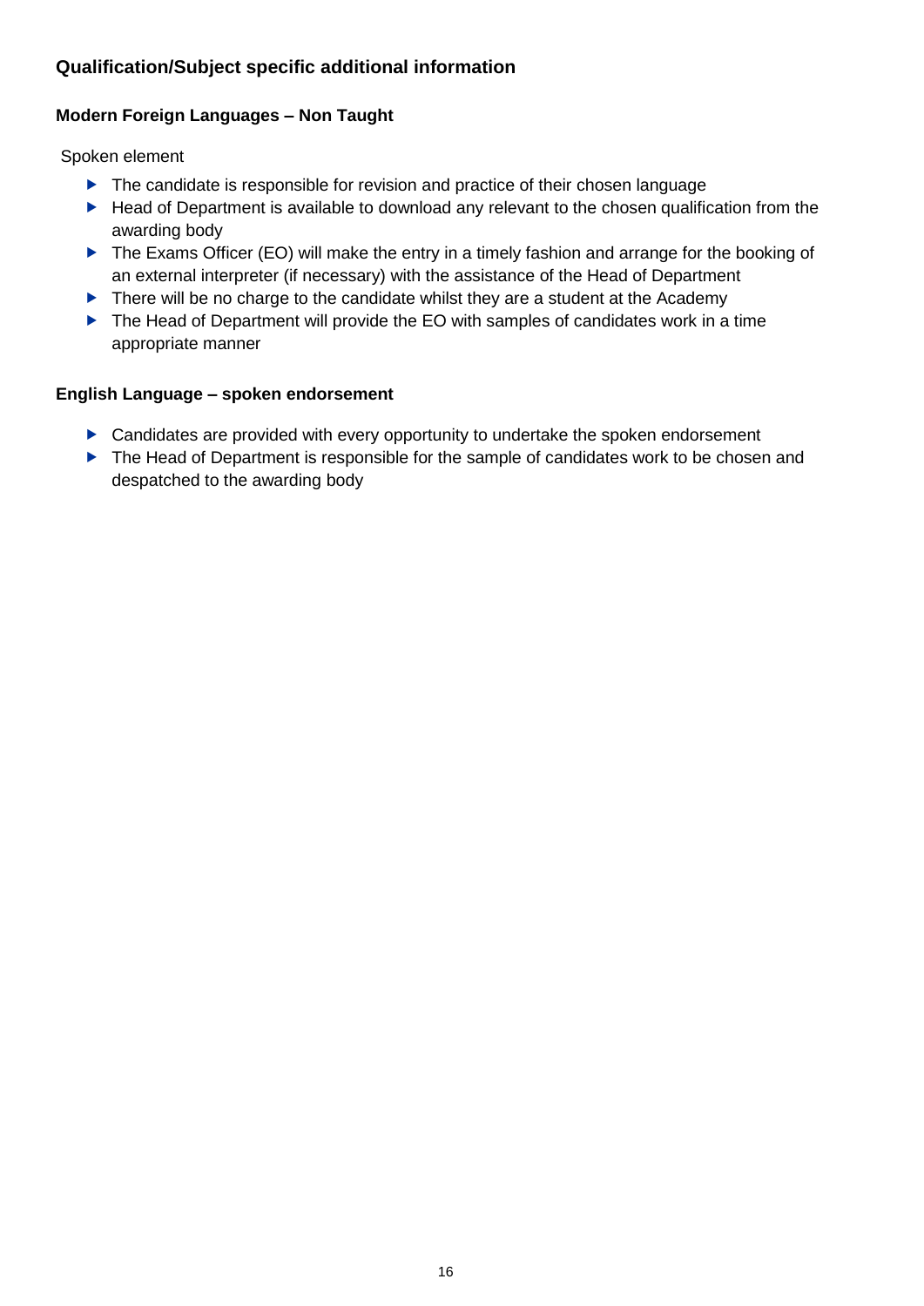### Qualification/Subject specific additional information

#### Modern Foreign Languages – Non Taught

Spoken element

- The candidate is responsible for revision and practice of their chosen language
- Head of Department is available to download any relevant to the chosen qualification from the awarding body
- The Exams Officer (EO) will make the entry in a timely fashion and arrange for the booking of an external interpreter (if necessary) with the assistance of the Head of Department
- There will be no charge to the candidate whilst they are a student at the Academy
- The Head of Department will provide the EO with samples of candidates work in a time appropriate manner

#### English Language – spoken endorsement

- Candidates are provided with every opportunity to undertake the spoken endorsement
- The Head of Department is responsible for the sample of candidates work to be chosen and despatched to the awarding body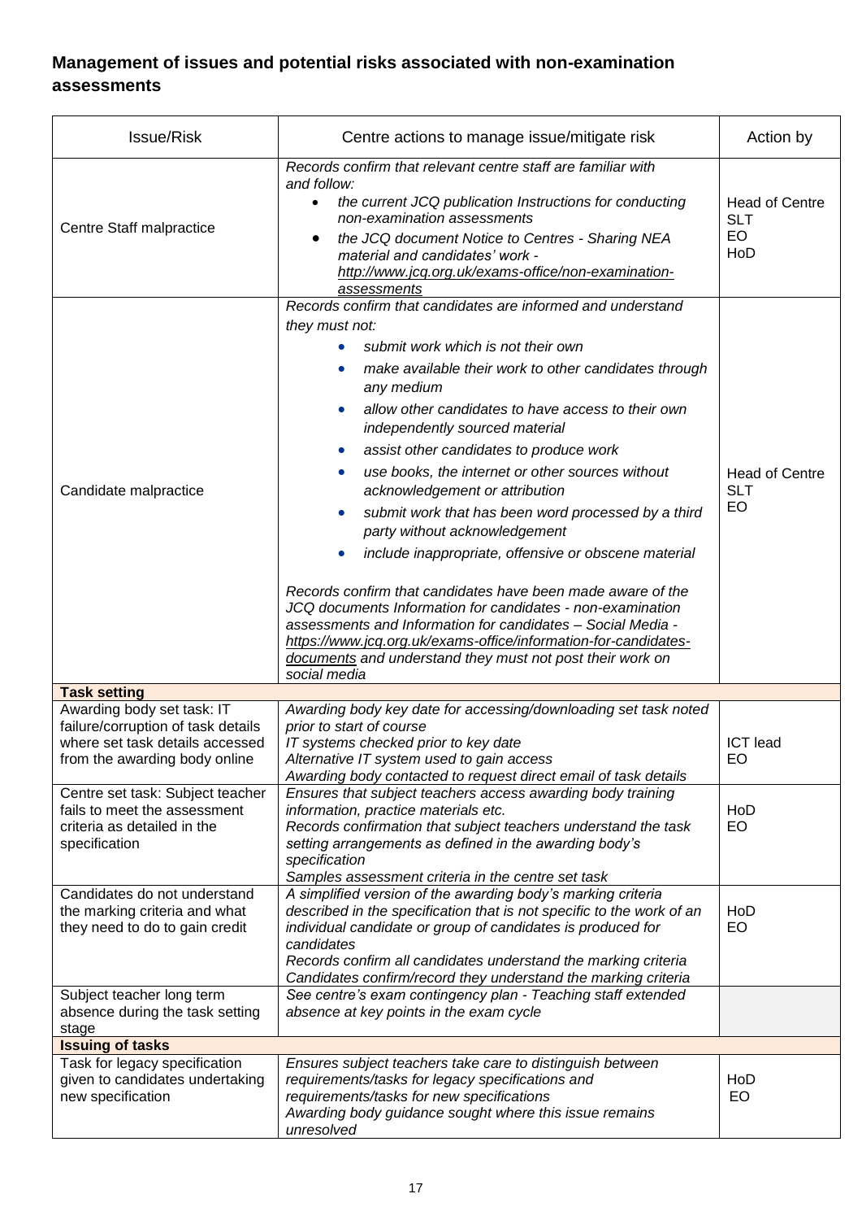## Management of issues and potential risks associated with non-examination assessments

| Issue/Risk | Centre actions to manage issue/mitigate risk | Action by |
|---|---|---|
| Centre Staff malpractice | *Records confirm that relevant centre staff are familiar with and follow:*<br>• *the current JCQ publication Instructions for conducting non-examination assessments*<br>• *the JCQ document Notice to Centres - Sharing NEA material and candidates' work - http://www.jcq.org.uk/exams-office/non-examination-assessments* | Head of Centre<br>SLT<br>EO<br>HoD |
| Candidate malpractice | *Records confirm that candidates are informed and understand they must not:*<br>• *submit work which is not their own*<br>• *make available their work to other candidates through any medium*<br>• *allow other candidates to have access to their own independently sourced material*<br>• *assist other candidates to produce work*<br>• *use books, the internet or other sources without acknowledgement or attribution*<br>• *submit work that has been word processed by a third party without acknowledgement*<br>• *include inappropriate, offensive or obscene material*<br><br>*Records confirm that candidates have been made aware of the JCQ documents Information for candidates - non-examination assessments and Information for candidates – Social Media - https://www.jcq.org.uk/exams-office/information-for-candidates-documents and understand they must not post their work on social media* | Head of Centre<br>SLT<br>EO |
| **Task setting** | | |
| Awarding body set task: IT failure/corruption of task details where set task details accessed from the awarding body online | *Awarding body key date for accessing/downloading set task noted prior to start of course*<br>*IT systems checked prior to key date*<br>*Alternative IT system used to gain access*<br>*Awarding body contacted to request direct email of task details* | ICT lead<br>EO |
| Centre set task: Subject teacher fails to meet the assessment criteria as detailed in the specification | *Ensures that subject teachers access awarding body training information, practice materials etc.*<br>*Records confirmation that subject teachers understand the task setting arrangements as defined in the awarding body's specification*<br>*Samples assessment criteria in the centre set task* | HoD<br>EO |
| Candidates do not understand the marking criteria and what they need to do to gain credit | *A simplified version of the awarding body's marking criteria described in the specification that is not specific to the work of an individual candidate or group of candidates is produced for candidates*<br>*Records confirm all candidates understand the marking criteria*<br>*Candidates confirm/record they understand the marking criteria* | HoD<br>EO |
| Subject teacher long term absence during the task setting stage | *See centre's exam contingency plan - Teaching staff extended absence at key points in the exam cycle* | |
| **Issuing of tasks** | | |
| Task for legacy specification given to candidates undertaking new specification | *Ensures subject teachers take care to distinguish between requirements/tasks for legacy specifications and requirements/tasks for new specifications*<br>*Awarding body guidance sought where this issue remains unresolved* | HoD<br>EO |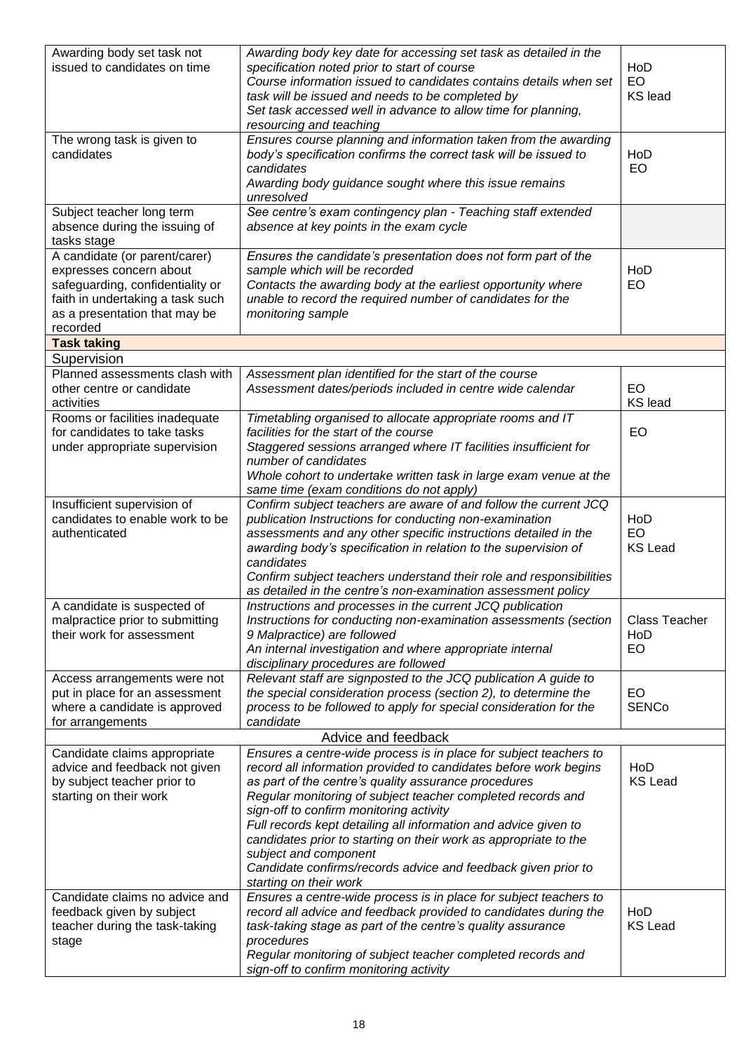| | | |
|---|---|---|
| Awarding body set task not issued to candidates on time | *Awarding body key date for accessing set task as detailed in the specification noted prior to start of course*<br>*Course information issued to candidates contains details when set task will be issued and needs to be completed by*<br>*Set task accessed well in advance to allow time for planning, resourcing and teaching* | HoD<br>EO<br>KS lead |
| The wrong task is given to candidates | *Ensures course planning and information taken from the awarding body's specification confirms the correct task will be issued to candidates*<br>*Awarding body guidance sought where this issue remains unresolved* | HoD<br>EO |
| Subject teacher long term absence during the issuing of tasks stage | *See centre's exam contingency plan - Teaching staff extended absence at key points in the exam cycle* | |
| A candidate (or parent/carer) expresses concern about safeguarding, confidentiality or faith in undertaking a task such as a presentation that may be recorded | *Ensures the candidate's presentation does not form part of the sample which will be recorded*<br>*Contacts the awarding body at the earliest opportunity where unable to record the required number of candidates for the monitoring sample* | HoD<br>EO |
| **Task taking** | | |
| Supervision | | |
| Planned assessments clash with other centre or candidate activities | *Assessment plan identified for the start of the course*<br>*Assessment dates/periods included in centre wide calendar* | EO<br>KS lead |
| Rooms or facilities inadequate for candidates to take tasks under appropriate supervision | *Timetabling organised to allocate appropriate rooms and IT facilities for the start of the course*<br>*Staggered sessions arranged where IT facilities insufficient for number of candidates*<br>*Whole cohort to undertake written task in large exam venue at the same time (exam conditions do not apply)* | EO |
| Insufficient supervision of candidates to enable work to be authenticated | *Confirm subject teachers are aware of and follow the current JCQ publication Instructions for conducting non-examination assessments and any other specific instructions detailed in the awarding body's specification in relation to the supervision of candidates*<br>*Confirm subject teachers understand their role and responsibilities as detailed in the centre's non-examination assessment policy* | HoD<br>EO<br>KS Lead |
| A candidate is suspected of malpractice prior to submitting their work for assessment | *Instructions and processes in the current JCQ publication Instructions for conducting non-examination assessments (section 9 Malpractice) are followed*<br>*An internal investigation and where appropriate internal disciplinary procedures are followed* | Class Teacher<br>HoD<br>EO |
| Access arrangements were not put in place for an assessment where a candidate is approved for arrangements | *Relevant staff are signposted to the JCQ publication A guide to the special consideration process (section 2), to determine the process to be followed to apply for special consideration for the candidate* | EO<br>SENCo |
| Advice and feedback | | |
| Candidate claims appropriate advice and feedback not given by subject teacher prior to starting on their work | *Ensures a centre-wide process is in place for subject teachers to record all information provided to candidates before work begins as part of the centre's quality assurance procedures*<br>*Regular monitoring of subject teacher completed records and sign-off to confirm monitoring activity*<br>*Full records kept detailing all information and advice given to candidates prior to starting on their work as appropriate to the subject and component*<br>*Candidate confirms/records advice and feedback given prior to starting on their work* | HoD<br>KS Lead |
| Candidate claims no advice and feedback given by subject teacher during the task-taking stage | *Ensures a centre-wide process is in place for subject teachers to record all advice and feedback provided to candidates during the task-taking stage as part of the centre's quality assurance procedures*<br>*Regular monitoring of subject teacher completed records and sign-off to confirm monitoring activity* | HoD<br>KS Lead |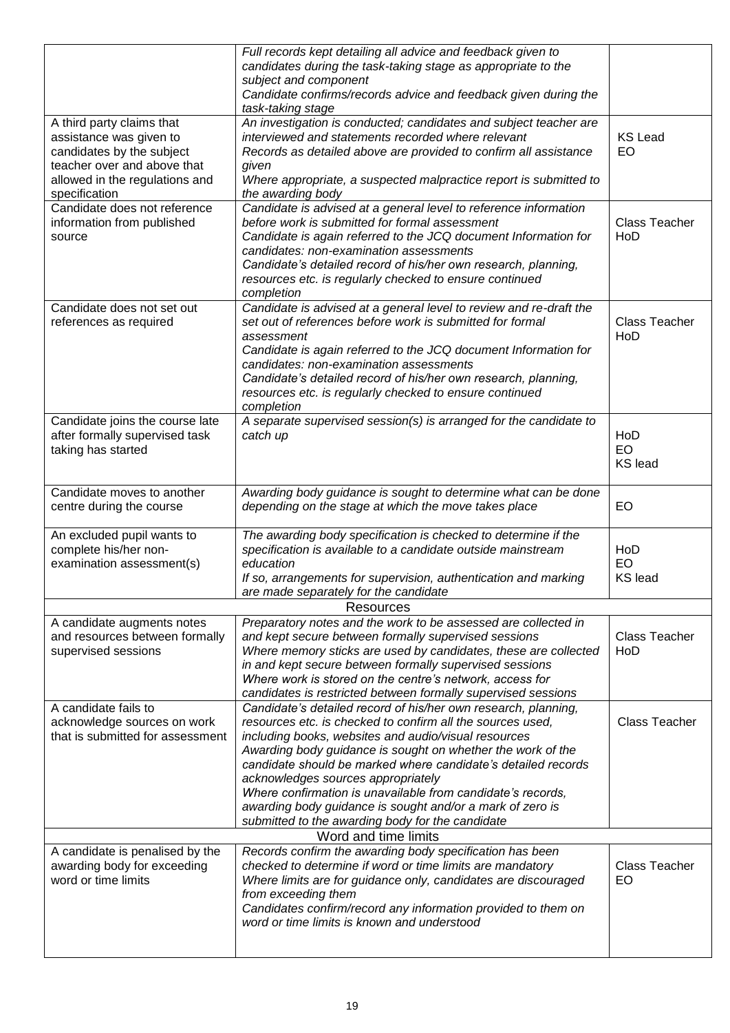| | | |
|---|---|---|
| | *Full records kept detailing all advice and feedback given to candidates during the task-taking stage as appropriate to the subject and component*<br>*Candidate confirms/records advice and feedback given during the task-taking stage* | |
| A third party claims that assistance was given to candidates by the subject teacher over and above that allowed in the regulations and specification | *An investigation is conducted; candidates and subject teacher are interviewed and statements recorded where relevant*<br>*Records as detailed above are provided to confirm all assistance given*<br>*Where appropriate, a suspected malpractice report is submitted to the awarding body* | KS Lead<br>EO |
| Candidate does not reference information from published source | *Candidate is advised at a general level to reference information before work is submitted for formal assessment*<br>*Candidate is again referred to the JCQ document Information for candidates: non-examination assessments*<br>*Candidate's detailed record of his/her own research, planning, resources etc. is regularly checked to ensure continued completion* | Class Teacher<br>HoD |
| Candidate does not set out references as required | *Candidate is advised at a general level to review and re-draft the set out of references before work is submitted for formal assessment*<br>*Candidate is again referred to the JCQ document Information for candidates: non-examination assessments*<br>*Candidate's detailed record of his/her own research, planning, resources etc. is regularly checked to ensure continued completion* | Class Teacher<br>HoD |
| Candidate joins the course late after formally supervised task taking has started | *A separate supervised session(s) is arranged for the candidate to catch up* | HoD<br>EO<br>KS lead |
| Candidate moves to another centre during the course | *Awarding body guidance is sought to determine what can be done depending on the stage at which the move takes place* | EO |
| An excluded pupil wants to complete his/her non-examination assessment(s) | *The awarding body specification is checked to determine if the specification is available to a candidate outside mainstream education*<br>*If so, arrangements for supervision, authentication and marking are made separately for the candidate* | HoD<br>EO<br>KS lead |
| **Resources** | | |
| A candidate augments notes and resources between formally supervised sessions | *Preparatory notes and the work to be assessed are collected in and kept secure between formally supervised sessions*<br>*Where memory sticks are used by candidates, these are collected in and kept secure between formally supervised sessions*<br>*Where work is stored on the centre's network, access for candidates is restricted between formally supervised sessions* | Class Teacher<br>HoD |
| A candidate fails to acknowledge sources on work that is submitted for assessment | *Candidate's detailed record of his/her own research, planning, resources etc. is checked to confirm all the sources used, including books, websites and audio/visual resources*<br>*Awarding body guidance is sought on whether the work of the candidate should be marked where candidate's detailed records acknowledges sources appropriately*<br>*Where confirmation is unavailable from candidate's records, awarding body guidance is sought and/or a mark of zero is submitted to the awarding body for the candidate* | Class Teacher |
| **Word and time limits** | | |
| A candidate is penalised by the awarding body for exceeding word or time limits | *Records confirm the awarding body specification has been checked to determine if word or time limits are mandatory*<br>*Where limits are for guidance only, candidates are discouraged from exceeding them*<br>*Candidates confirm/record any information provided to them on word or time limits is known and understood* | Class Teacher<br>EO |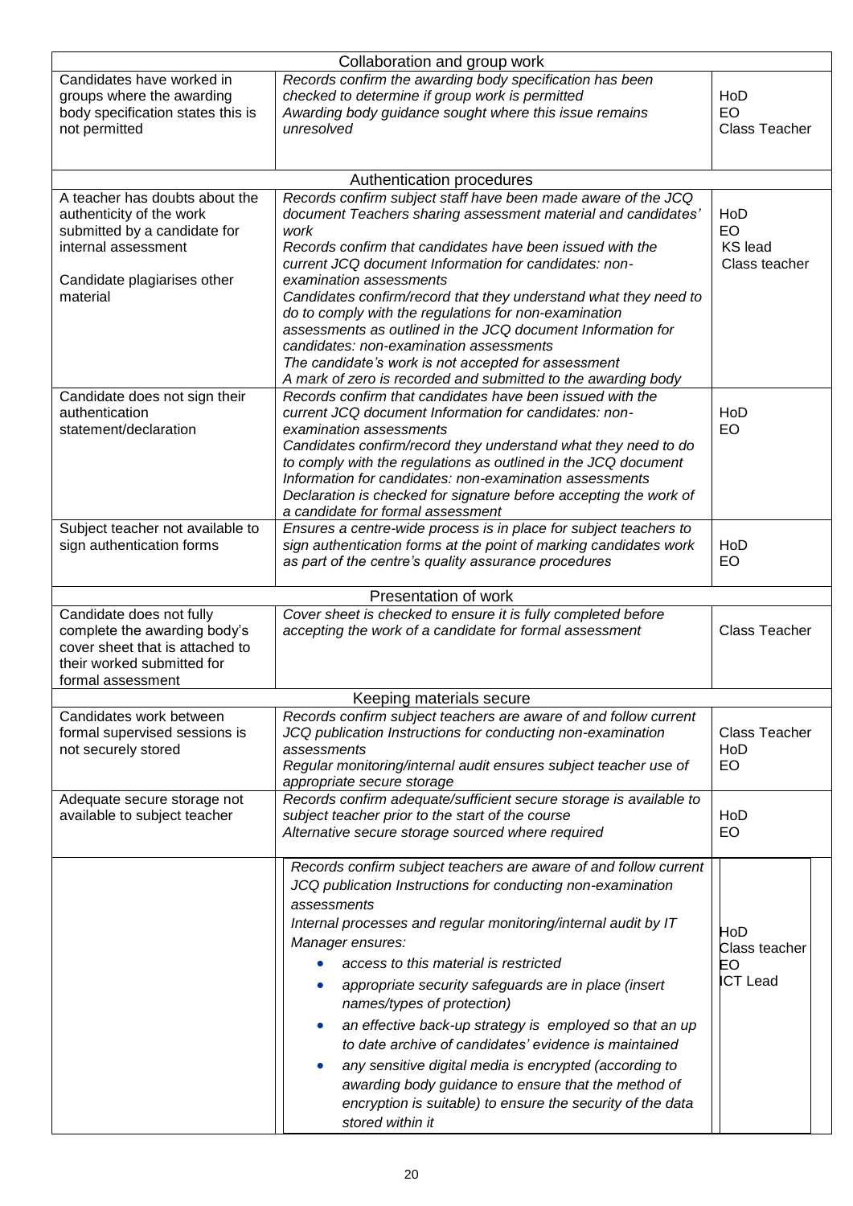| | | |
|---|---|---|
| **Collaboration and group work** | | |
| Candidates have worked in groups where the awarding body specification states this is not permitted | *Records confirm the awarding body specification has been checked to determine if group work is permitted*<br>*Awarding body guidance sought where this issue remains unresolved* | HoD<br>EO<br>Class Teacher |
| **Authentication procedures** | | |
| A teacher has doubts about the authenticity of the work submitted by a candidate for internal assessment<br><br>Candidate plagiarises other material | *Records confirm subject staff have been made aware of the JCQ document Teachers sharing assessment material and candidates' work*<br>*Records confirm that candidates have been issued with the current JCQ document Information for candidates: non-examination assessments*<br>*Candidates confirm/record that they understand what they need to do to comply with the regulations for non-examination assessments as outlined in the JCQ document Information for candidates: non-examination assessments*<br>*The candidate's work is not accepted for assessment*<br>*A mark of zero is recorded and submitted to the awarding body* | HoD<br>EO<br>KS lead<br>Class teacher |
| Candidate does not sign their authentication statement/declaration | *Records confirm that candidates have been issued with the current JCQ document Information for candidates: non-examination assessments*<br>*Candidates confirm/record they understand what they need to do to comply with the regulations as outlined in the JCQ document Information for candidates: non-examination assessments*<br>*Declaration is checked for signature before accepting the work of a candidate for formal assessment* | HoD<br>EO |
| Subject teacher not available to sign authentication forms | *Ensures a centre-wide process is in place for subject teachers to sign authentication forms at the point of marking candidates work as part of the centre's quality assurance procedures* | HoD<br>EO |
| **Presentation of work** | | |
| Candidate does not fully complete the awarding body's cover sheet that is attached to their worked submitted for formal assessment | *Cover sheet is checked to ensure it is fully completed before accepting the work of a candidate for formal assessment* | Class Teacher |
| **Keeping materials secure** | | |
| Candidates work between formal supervised sessions is not securely stored | *Records confirm subject teachers are aware of and follow current JCQ publication Instructions for conducting non-examination assessments*<br>*Regular monitoring/internal audit ensures subject teacher use of appropriate secure storage* | Class Teacher<br>HoD<br>EO |
| Adequate secure storage not available to subject teacher | *Records confirm adequate/sufficient secure storage is available to subject teacher prior to the start of the course*<br>*Alternative secure storage sourced where required* | HoD<br>EO |
| | *Records confirm subject teachers are aware of and follow current JCQ publication Instructions for conducting non-examination assessments*<br>*Internal processes and regular monitoring/internal audit by IT Manager ensures:*<br>• *access to this material is restricted*<br>• *appropriate security safeguards are in place (insert names/types of protection)*<br>• *an effective back-up strategy is employed so that an up to date archive of candidates' evidence is maintained*<br>• *any sensitive digital media is encrypted (according to awarding body guidance to ensure that the method of encryption is suitable) to ensure the security of the data stored within it* | HoD<br>Class teacher<br>EO<br>ICT Lead |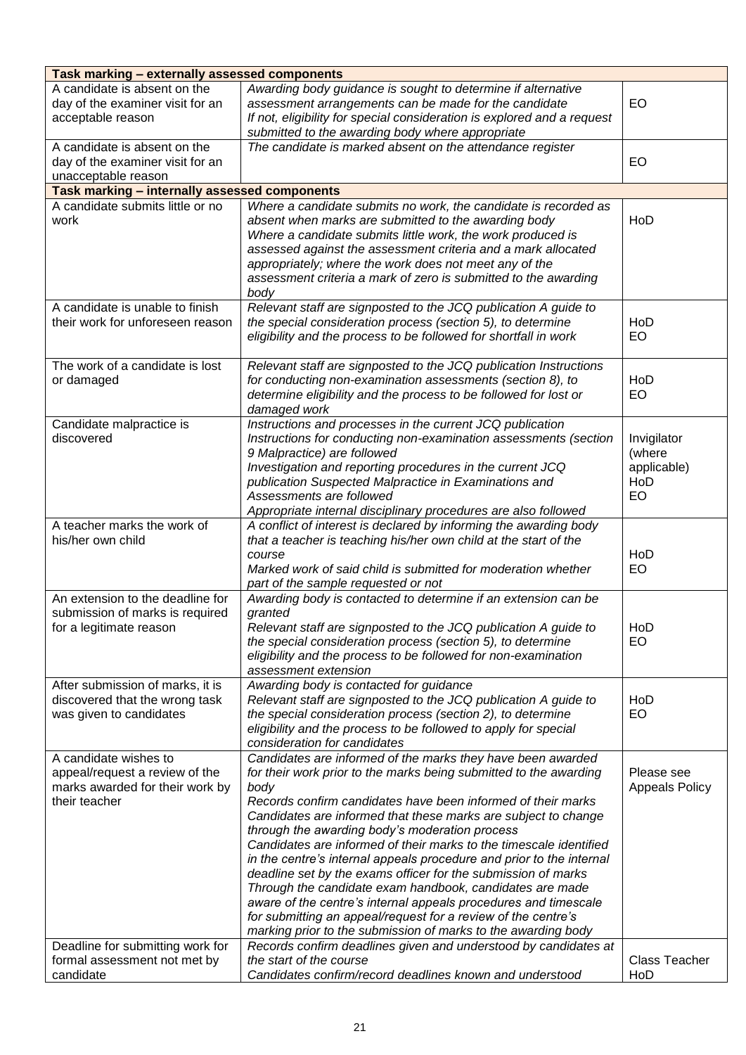| Task marking – externally assessed components | | |
|---|---|---|
| A candidate is absent on the day of the examiner visit for an acceptable reason | *Awarding body guidance is sought to determine if alternative assessment arrangements can be made for the candidate*<br>*If not, eligibility for special consideration is explored and a request submitted to the awarding body where appropriate* | EO |
| A candidate is absent on the day of the examiner visit for an unacceptable reason | *The candidate is marked absent on the attendance register* | EO |
| **Task marking – internally assessed components** | | |
| A candidate submits little or no work | *Where a candidate submits no work, the candidate is recorded as absent when marks are submitted to the awarding body*<br>*Where a candidate submits little work, the work produced is assessed against the assessment criteria and a mark allocated appropriately; where the work does not meet any of the assessment criteria a mark of zero is submitted to the awarding body* | HoD |
| A candidate is unable to finish their work for unforeseen reason | *Relevant staff are signposted to the JCQ publication A guide to the special consideration process (section 5), to determine eligibility and the process to be followed for shortfall in work* | HoD<br>EO |
| The work of a candidate is lost or damaged | *Relevant staff are signposted to the JCQ publication Instructions for conducting non-examination assessments (section 8), to determine eligibility and the process to be followed for lost or damaged work* | HoD<br>EO |
| Candidate malpractice is discovered | *Instructions and processes in the current JCQ publication Instructions for conducting non-examination assessments (section 9 Malpractice) are followed*<br>*Investigation and reporting procedures in the current JCQ publication Suspected Malpractice in Examinations and Assessments are followed*<br>*Appropriate internal disciplinary procedures are also followed* | Invigilator (where applicable)<br>HoD<br>EO |
| A teacher marks the work of his/her own child | *A conflict of interest is declared by informing the awarding body that a teacher is teaching his/her own child at the start of the course*<br>*Marked work of said child is submitted for moderation whether part of the sample requested or not* | HoD<br>EO |
| An extension to the deadline for submission of marks is required for a legitimate reason | *Awarding body is contacted to determine if an extension can be granted*<br>*Relevant staff are signposted to the JCQ publication A guide to the special consideration process (section 5), to determine eligibility and the process to be followed for non-examination assessment extension* | HoD<br>EO |
| After submission of marks, it is discovered that the wrong task was given to candidates | *Awarding body is contacted for guidance*<br>*Relevant staff are signposted to the JCQ publication A guide to the special consideration process (section 2), to determine eligibility and the process to be followed to apply for special consideration for candidates* | HoD<br>EO |
| A candidate wishes to appeal/request a review of the marks awarded for their work by their teacher | *Candidates are informed of the marks they have been awarded for their work prior to the marks being submitted to the awarding body*<br>*Records confirm candidates have been informed of their marks*<br>*Candidates are informed that these marks are subject to change through the awarding body's moderation process*<br>*Candidates are informed of their marks to the timescale identified in the centre's internal appeals procedure and prior to the internal deadline set by the exams officer for the submission of marks*<br>*Through the candidate exam handbook, candidates are made aware of the centre's internal appeals procedures and timescale for submitting an appeal/request for a review of the centre's marking prior to the submission of marks to the awarding body* | Please see Appeals Policy |
| Deadline for submitting work for formal assessment not met by candidate | *Records confirm deadlines given and understood by candidates at the start of the course*<br>*Candidates confirm/record deadlines known and understood* | Class Teacher<br>HoD |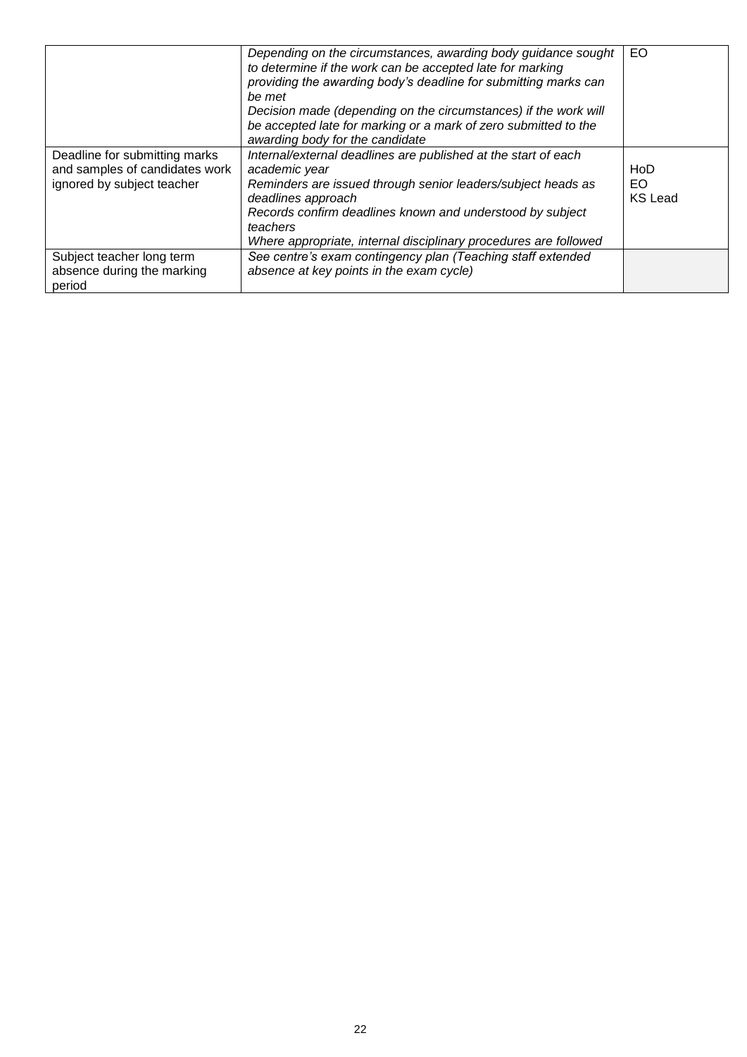| | | |
|---|---|---|
| | *Depending on the circumstances, awarding body guidance sought to determine if the work can be accepted late for marking providing the awarding body's deadline for submitting marks can be met*<br>*Decision made (depending on the circumstances) if the work will be accepted late for marking or a mark of zero submitted to the awarding body for the candidate* | EO |
| Deadline for submitting marks and samples of candidates work ignored by subject teacher | *Internal/external deadlines are published at the start of each academic year*<br>*Reminders are issued through senior leaders/subject heads as deadlines approach*<br>*Records confirm deadlines known and understood by subject teachers*<br>*Where appropriate, internal disciplinary procedures are followed* | HoD<br>EO<br>KS Lead |
| Subject teacher long term absence during the marking period | *See centre's exam contingency plan (Teaching staff extended absence at key points in the exam cycle)* | |